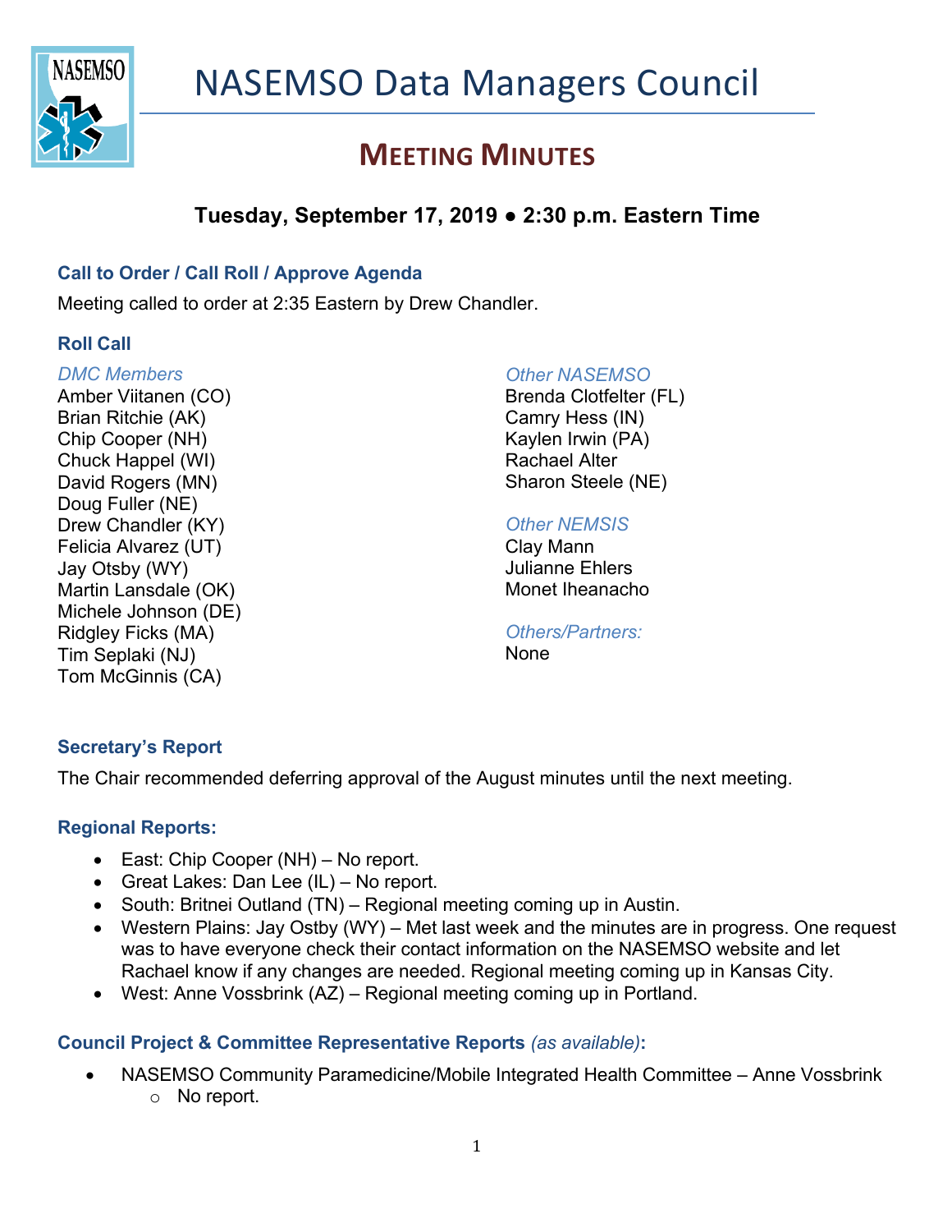# NASEMSO Data Managers Council

## MEETING MINUTES

### Tuesday, September 17, 2019 ● 2:30 p.m. Eastern Time

### Call to Order / Call Roll / Approve Agenda

Meeting called to order at 2:35 Eastern by Drew Chandler.

### Roll Call

*DMC Members*
Amber Viitanen (CO)
Brian Ritchie (AK)
Chip Cooper (NH)
Chuck Happel (WI)
David Rogers (MN)
Doug Fuller (NE)
Drew Chandler (KY)
Felicia Alvarez (UT)
Jay Otsby (WY)
Martin Lansdale (OK)
Michele Johnson (DE)
Ridgley Ficks (MA)
Tim Seplaki (NJ)
Tom McGinnis (CA)

*Other NASEMSO*
Brenda Clotfelter (FL)
Camry Hess (IN)
Kaylen Irwin (PA)
Rachael Alter
Sharon Steele (NE)

*Other NEMSIS*
Clay Mann
Julianne Ehlers
Monet Iheanacho

*Others/Partners:*
None

### Secretary's Report

The Chair recommended deferring approval of the August minutes until the next meeting.

### Regional Reports:

- East: Chip Cooper (NH) – No report.
- Great Lakes: Dan Lee (IL) – No report.
- South: Britnei Outland (TN) – Regional meeting coming up in Austin.
- Western Plains: Jay Ostby (WY) – Met last week and the minutes are in progress. One request was to have everyone check their contact information on the NASEMSO website and let Rachael know if any changes are needed. Regional meeting coming up in Kansas City.
- West: Anne Vossbrink (AZ) – Regional meeting coming up in Portland.

### Council Project & Committee Representative Reports *(as available)*:

- NASEMSO Community Paramedicine/Mobile Integrated Health Committee – Anne Vossbrink
  - No report.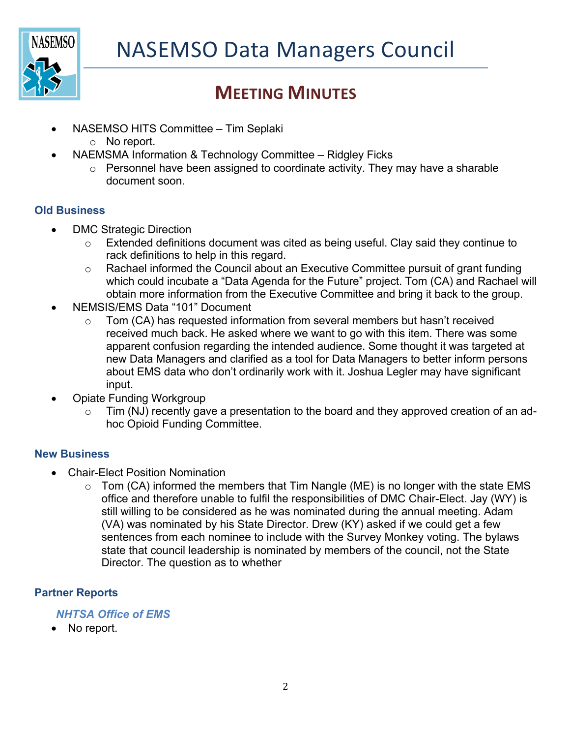- NASEMSO HITS Committee – Tim Seplaki
  - No report.
- NAEMSMA Information & Technology Committee – Ridgley Ficks
  - Personnel have been assigned to coordinate activity. They may have a sharable document soon.

### Old Business

- DMC Strategic Direction
  - Extended definitions document was cited as being useful. Clay said they continue to rack definitions to help in this regard.
  - Rachael informed the Council about an Executive Committee pursuit of grant funding which could incubate a "Data Agenda for the Future" project. Tom (CA) and Rachael will obtain more information from the Executive Committee and bring it back to the group.
- NEMSIS/EMS Data "101" Document
  - Tom (CA) has requested information from several members but hasn't received received much back. He asked where we want to go with this item. There was some apparent confusion regarding the intended audience. Some thought it was targeted at new Data Managers and clarified as a tool for Data Managers to better inform persons about EMS data who don't ordinarily work with it. Joshua Legler may have significant input.
- Opiate Funding Workgroup
  - Tim (NJ) recently gave a presentation to the board and they approved creation of an ad-hoc Opioid Funding Committee.

### New Business

- Chair-Elect Position Nomination
  - Tom (CA) informed the members that Tim Nangle (ME) is no longer with the state EMS office and therefore unable to fulfil the responsibilities of DMC Chair-Elect. Jay (WY) is still willing to be considered as he was nominated during the annual meeting. Adam (VA) was nominated by his State Director. Drew (KY) asked if we could get a few sentences from each nominee to include with the Survey Monkey voting. The bylaws state that council leadership is nominated by members of the council, not the State Director. The question as to whether

### Partner Reports

#### *NHTSA Office of EMS*

- No report.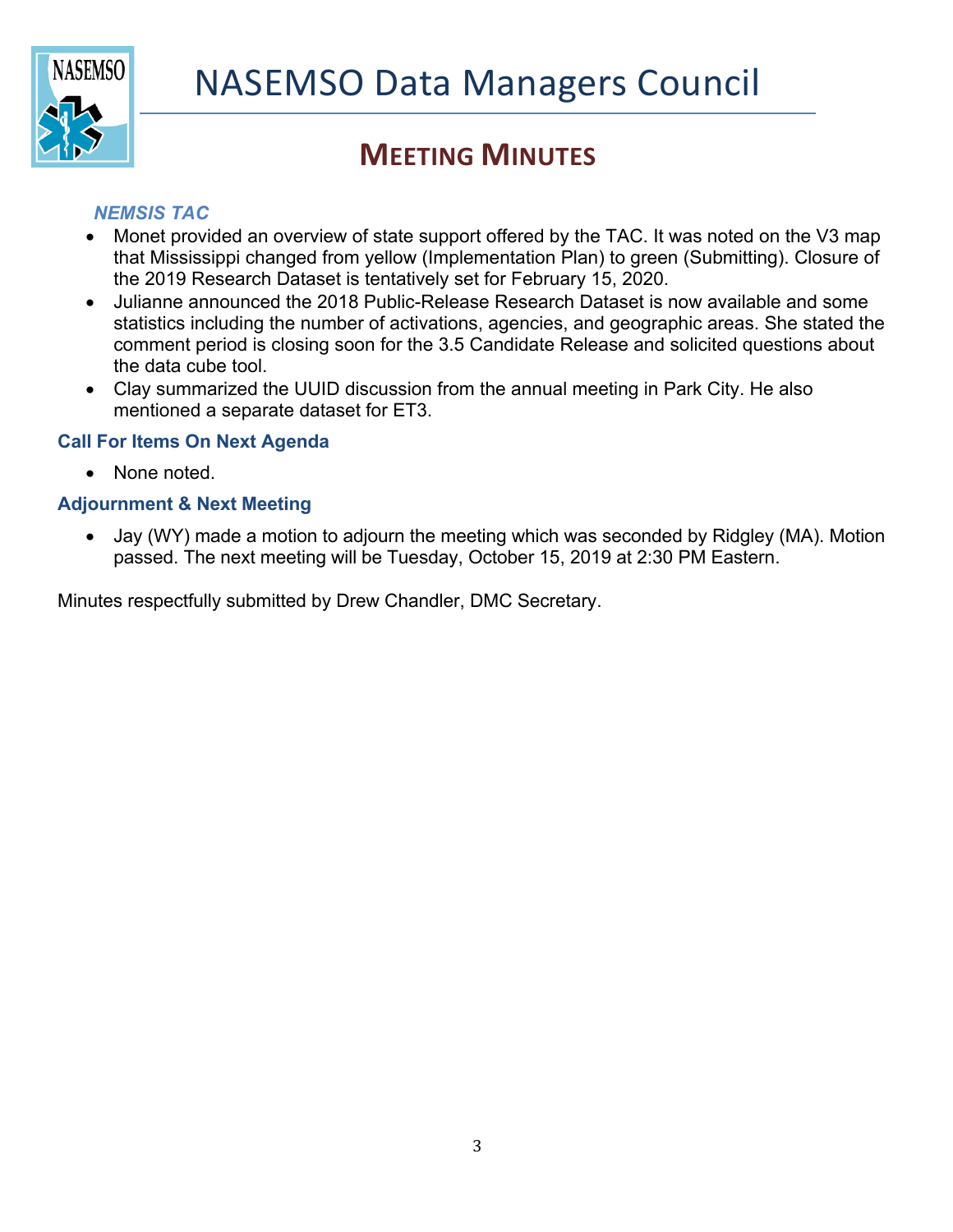# NASEMSO Data Managers Council

## MEETING MINUTES

### *NEMSIS TAC*

- Monet provided an overview of state support offered by the TAC. It was noted on the V3 map that Mississippi changed from yellow (Implementation Plan) to green (Submitting). Closure of the 2019 Research Dataset is tentatively set for February 15, 2020.
- Julianne announced the 2018 Public-Release Research Dataset is now available and some statistics including the number of activations, agencies, and geographic areas. She stated the comment period is closing soon for the 3.5 Candidate Release and solicited questions about the data cube tool.
- Clay summarized the UUID discussion from the annual meeting in Park City. He also mentioned a separate dataset for ET3.

### Call For Items On Next Agenda

- None noted.

### Adjournment & Next Meeting

- Jay (WY) made a motion to adjourn the meeting which was seconded by Ridgley (MA). Motion passed. The next meeting will be Tuesday, October 15, 2019 at 2:30 PM Eastern.

Minutes respectfully submitted by Drew Chandler, DMC Secretary.